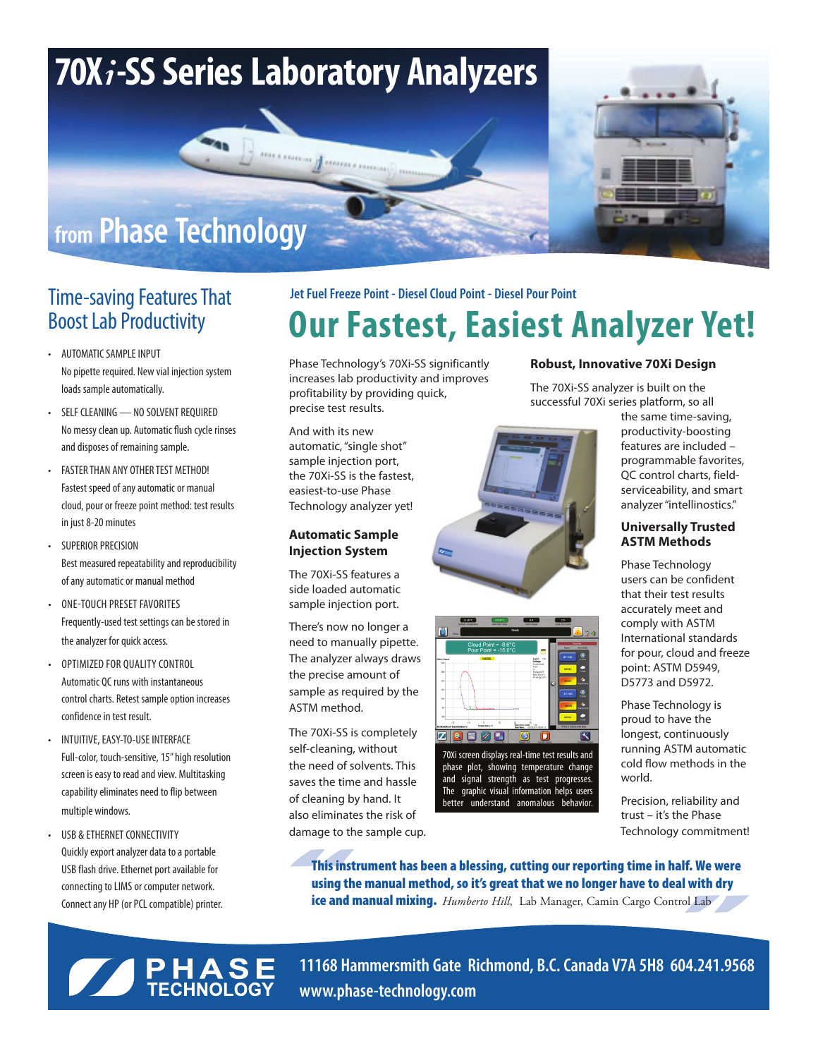# 70X*i*-SS Series Laboratory Analyzers

## from Phase Technology

## Time-saving Features That Boost Lab Productivity

- AUTOMATIC SAMPLE INPUT
  No pipette required. New vial injection system loads sample automatically.
- SELF CLEANING — NO SOLVENT REQUIRED
  No messy clean up. Automatic flush cycle rinses and disposes of remaining sample.
- FASTER THAN ANY OTHER TEST METHOD!
  Fastest speed of any automatic or manual cloud, pour or freeze point method: test results in just 8-20 minutes
- SUPERIOR PRECISION
  Best measured repeatability and reproducibility of any automatic or manual method
- ONE-TOUCH PRESET FAVORITES
  Frequently-used test settings can be stored in the analyzer for quick access.
- OPTIMIZED FOR QUALITY CONTROL
  Automatic QC runs with instantaneous control charts. Retest sample option increases confidence in test result.
- INTUITIVE, EASY-TO-USE INTERFACE
  Full-color, touch-sensitive, 15" high resolution screen is easy to read and view. Multitasking capability eliminates need to flip between multiple windows.
- USB & ETHERNET CONNECTIVITY
  Quickly export analyzer data to a portable USB flash drive. Ethernet port available for connecting to LIMS or computer network. Connect any HP (or PCL compatible) printer.

Jet Fuel Freeze Point - Diesel Cloud Point - Diesel Pour Point

# Our Fastest, Easiest Analyzer Yet!

Phase Technology's 70Xi-SS significantly increases lab productivity and improves profitability by providing quick, precise test results.

And with its new automatic, "single shot" sample injection port, the 70Xi-SS is the fastest, easiest-to-use Phase Technology analyzer yet!

### Automatic Sample Injection System

The 70Xi-SS features a side loaded automatic sample injection port.

There's now no longer a need to manually pipette. The analyzer always draws the precise amount of sample as required by the ASTM method.

The 70Xi-SS is completely self-cleaning, without the need of solvents. This saves the time and hassle of cleaning by hand. It also eliminates the risk of damage to the sample cup.

70Xi screen displays real-time test results and phase plot, showing temperature change and signal strength as test progresses. The graphic visual information helps users better understand anomalous behavior.

### Robust, Innovative 70Xi Design

The 70Xi-SS analyzer is built on the successful 70Xi series platform, so all the same time-saving, productivity-boosting features are included – programmable favorites, QC control charts, field-serviceability, and smart analyzer "intellinostics."

### Universally Trusted ASTM Methods

Phase Technology users can be confident that their test results accurately meet and comply with ASTM International standards for pour, cloud and freeze point: ASTM D5949, D5773 and D5972.

Phase Technology is proud to have the longest, continuously running ASTM automatic cold flow methods in the world.

Precision, reliability and trust – it's the Phase Technology commitment!

> **This instrument has been a blessing, cutting our reporting time in half. We were using the manual method, so it's great that we no longer have to deal with dry ice and manual mixing.** *Humberto Hill*, Lab Manager, Camin Cargo Control Lab

PHASE TECHNOLOGY

11168 Hammersmith Gate Richmond, B.C. Canada V7A 5H8 604.241.9568
www.phase-technology.com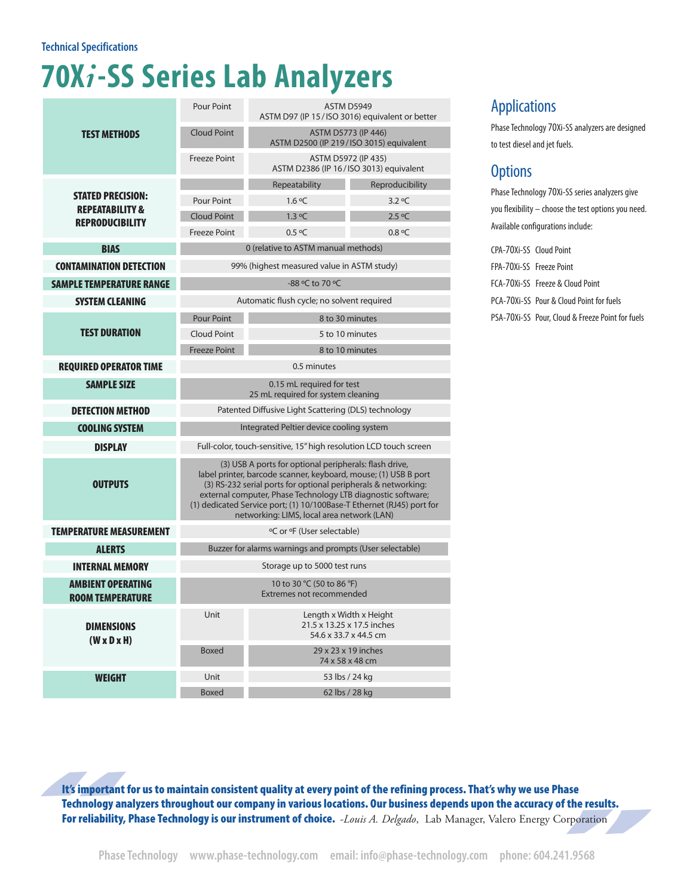Technical Specifications

# 70X*i*-SS Series Lab Analyzers

| | | | |
|---|---|---|---|
| **TEST METHODS** | Pour Point | ASTM D5949<br>ASTM D97 (IP 15 / ISO 3016) equivalent or better | |
| | Cloud Point | ASTM D5773 (IP 446)<br>ASTM D2500 (IP 219 / ISO 3015) equivalent | |
| | Freeze Point | ASTM D5972 (IP 435)<br>ASTM D2386 (IP 16 / ISO 3013) equivalent | |
| **STATED PRECISION: REPEATABILITY & REPRODUCIBILITY** | | Repeatability | Reproducibility |
| | Pour Point | 1.6 ºC | 3.2 ºC |
| | Cloud Point | 1.3 ºC | 2.5 ºC |
| | Freeze Point | 0.5 ºC | 0.8 ºC |
| **BIAS** | 0 (relative to ASTM manual methods) | | |
| **CONTAMINATION DETECTION** | 99% (highest measured value in ASTM study) | | |
| **SAMPLE TEMPERATURE RANGE** | -88 ºC to 70 ºC | | |
| **SYSTEM CLEANING** | Automatic flush cycle; no solvent required | | |
| **TEST DURATION** | Pour Point | 8 to 30 minutes | |
| | Cloud Point | 5 to 10 minutes | |
| | Freeze Point | 8 to 10 minutes | |
| **REQUIRED OPERATOR TIME** | 0.5 minutes | | |
| **SAMPLE SIZE** | 0.15 mL required for test<br>25 mL required for system cleaning | | |
| **DETECTION METHOD** | Patented Diffusive Light Scattering (DLS) technology | | |
| **COOLING SYSTEM** | Integrated Peltier device cooling system | | |
| **DISPLAY** | Full-color, touch-sensitive, 15" high resolution LCD touch screen | | |
| **OUTPUTS** | (3) USB A ports for optional peripherals: flash drive, label printer, barcode scanner, keyboard, mouse; (1) USB B port (3) RS-232 serial ports for optional peripherals & networking: external computer, Phase Technology LTB diagnostic software; (1) dedicated Service port; (1) 10/100Base-T Ethernet (RJ45) port for networking: LIMS, local area network (LAN) | | |
| **TEMPERATURE MEASUREMENT** | ºC or ºF (User selectable) | | |
| **ALERTS** | Buzzer for alarms warnings and prompts (User selectable) | | |
| **INTERNAL MEMORY** | Storage up to 5000 test runs | | |
| **AMBIENT OPERATING ROOM TEMPERATURE** | 10 to 30 °C (50 to 86 °F)<br>Extremes not recommended | | |
| **DIMENSIONS (W x D x H)** | Unit | Length x Width x Height<br>21.5 x 13.25 x 17.5 inches<br>54.6 x 33.7 x 44.5 cm | |
| | Boxed | 29 x 23 x 19 inches<br>74 x 58 x 48 cm | |
| **WEIGHT** | Unit | 53 lbs / 24 kg | |
| | Boxed | 62 lbs / 28 kg | |

## Applications

Phase Technology 70Xi-SS analyzers are designed to test diesel and jet fuels.

## Options

Phase Technology 70Xi-SS series analyzers give you flexibility – choose the test options you need. Available configurations include:

- CPA-70Xi-SS Cloud Point
- FPA-70Xi-SS Freeze Point
- FCA-70Xi-SS Freeze & Cloud Point
- PCA-70Xi-SS Pour & Cloud Point for fuels
- PSA-70Xi-SS Pour, Cloud & Freeze Point for fuels

**It's important for us to maintain consistent quality at every point of the refining process. That's why we use Phase Technology analyzers throughout our company in various locations. Our business depends upon the accuracy of the results. For reliability, Phase Technology is our instrument of choice.** *-Louis A. Delgado*, Lab Manager, Valero Energy Corporation

Phase Technology www.phase-technology.com email: info@phase-technology.com phone: 604.241.9568